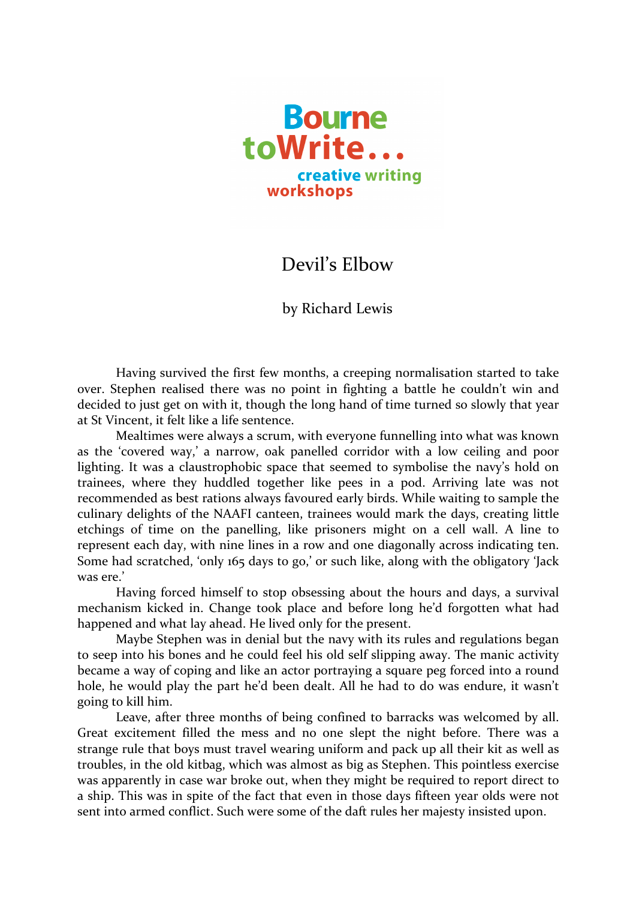Bourne toWrite...
creative writing workshops

# Devil's Elbow

by Richard Lewis

Having survived the first few months, a creeping normalisation started to take over. Stephen realised there was no point in fighting a battle he couldn't win and decided to just get on with it, though the long hand of time turned so slowly that year at St Vincent, it felt like a life sentence.

Mealtimes were always a scrum, with everyone funnelling into what was known as the 'covered way,' a narrow, oak panelled corridor with a low ceiling and poor lighting. It was a claustrophobic space that seemed to symbolise the navy's hold on trainees, where they huddled together like pees in a pod. Arriving late was not recommended as best rations always favoured early birds. While waiting to sample the culinary delights of the NAAFI canteen, trainees would mark the days, creating little etchings of time on the panelling, like prisoners might on a cell wall. A line to represent each day, with nine lines in a row and one diagonally across indicating ten. Some had scratched, 'only 165 days to go,' or such like, along with the obligatory 'Jack was ere.'

Having forced himself to stop obsessing about the hours and days, a survival mechanism kicked in. Change took place and before long he'd forgotten what had happened and what lay ahead. He lived only for the present.

Maybe Stephen was in denial but the navy with its rules and regulations began to seep into his bones and he could feel his old self slipping away. The manic activity became a way of coping and like an actor portraying a square peg forced into a round hole, he would play the part he'd been dealt. All he had to do was endure, it wasn't going to kill him.

Leave, after three months of being confined to barracks was welcomed by all. Great excitement filled the mess and no one slept the night before. There was a strange rule that boys must travel wearing uniform and pack up all their kit as well as troubles, in the old kitbag, which was almost as big as Stephen. This pointless exercise was apparently in case war broke out, when they might be required to report direct to a ship. This was in spite of the fact that even in those days fifteen year olds were not sent into armed conflict. Such were some of the daft rules her majesty insisted upon.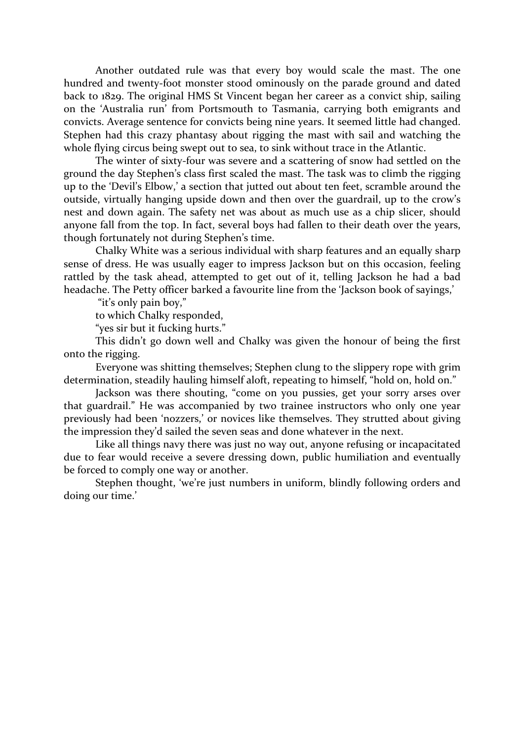Another outdated rule was that every boy would scale the mast. The one hundred and twenty-foot monster stood ominously on the parade ground and dated back to 1829. The original HMS St Vincent began her career as a convict ship, sailing on the 'Australia run' from Portsmouth to Tasmania, carrying both emigrants and convicts. Average sentence for convicts being nine years. It seemed little had changed. Stephen had this crazy phantasy about rigging the mast with sail and watching the whole flying circus being swept out to sea, to sink without trace in the Atlantic.

The winter of sixty-four was severe and a scattering of snow had settled on the ground the day Stephen's class first scaled the mast. The task was to climb the rigging up to the 'Devil's Elbow,' a section that jutted out about ten feet, scramble around the outside, virtually hanging upside down and then over the guardrail, up to the crow's nest and down again. The safety net was about as much use as a chip slicer, should anyone fall from the top. In fact, several boys had fallen to their death over the years, though fortunately not during Stephen's time.

Chalky White was a serious individual with sharp features and an equally sharp sense of dress. He was usually eager to impress Jackson but on this occasion, feeling rattled by the task ahead, attempted to get out of it, telling Jackson he had a bad headache. The Petty officer barked a favourite line from the 'Jackson book of sayings,'

"it's only pain boy,"

to which Chalky responded,

"yes sir but it fucking hurts."

This didn't go down well and Chalky was given the honour of being the first onto the rigging.

Everyone was shitting themselves; Stephen clung to the slippery rope with grim determination, steadily hauling himself aloft, repeating to himself, "hold on, hold on."

Jackson was there shouting, "come on you pussies, get your sorry arses over that guardrail." He was accompanied by two trainee instructors who only one year previously had been 'nozzers,' or novices like themselves. They strutted about giving the impression they'd sailed the seven seas and done whatever in the next.

Like all things navy there was just no way out, anyone refusing or incapacitated due to fear would receive a severe dressing down, public humiliation and eventually be forced to comply one way or another.

Stephen thought, 'we're just numbers in uniform, blindly following orders and doing our time.'